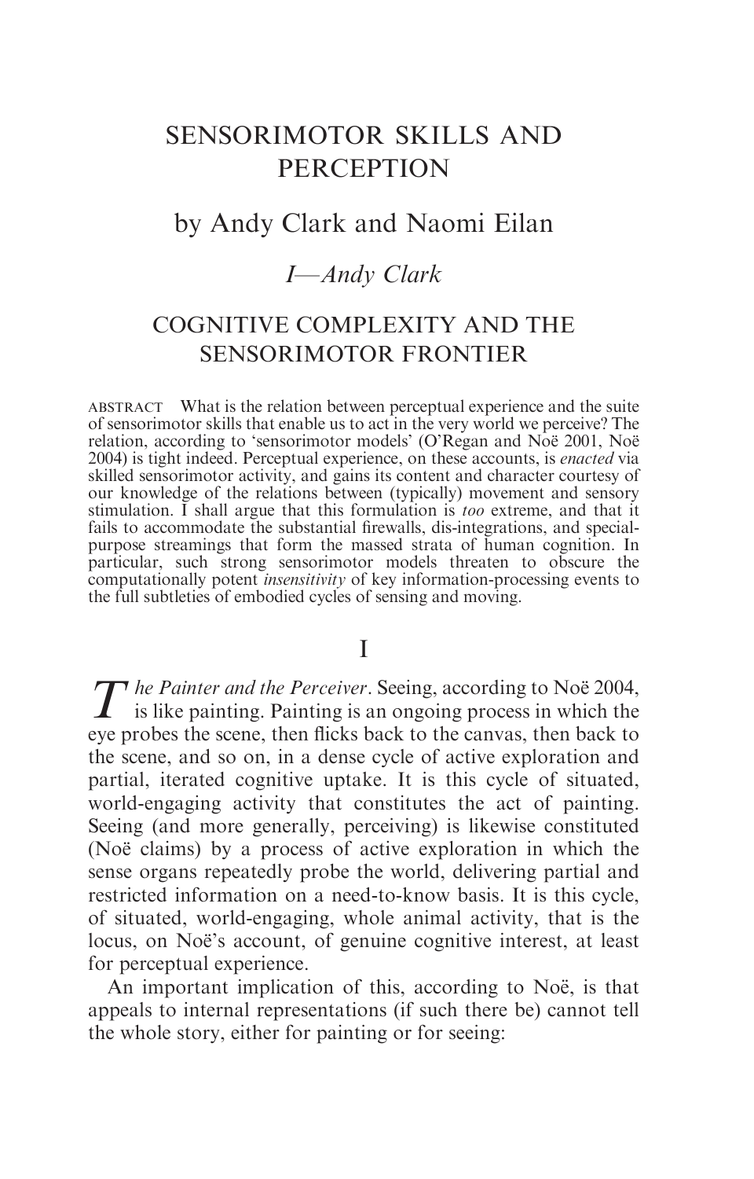# SENSORIMOTOR SKILLS AND PERCEPTION

## by Andy Clark and Naomi Eilan

### *I—Andy Clark*

## COGNITIVE COMPLEXITY AND THE SENSORIMOTOR FRONTIER

ABSTRACT What is the relation between perceptual experience and the suite of sensorimotor skills that enable us to act in the very world we perceive? The relation, according to 'sensorimotor models' (O'Regan and Noë 2001, Noë 2004) is tight indeed. Perceptual experience, on these accounts, is *enacted* via skilled sensorimotor activity, and gains its content and character courtesy of our knowledge of the relations between (typically) movement and sensory stimulation. I shall argue that this formulation is *too* extreme, and that it fails to accommodate the substantial firewalls, dis-integrations, and special-purpose streamings that form the massed strata of human cognition. In particular, such strong sensorimotor models threaten to obscure the computationally potent *insensitivity* of key information-processing events to the full subtleties of embodied cycles of sensing and moving.

## I

*The Painter and the Perceiver*. Seeing, according to Noë 2004, is like painting. Painting is an ongoing process in which the eye probes the scene, then flicks back to the canvas, then back to the scene, and so on, in a dense cycle of active exploration and partial, iterated cognitive uptake. It is this cycle of situated, world-engaging activity that constitutes the act of painting. Seeing (and more generally, perceiving) is likewise constituted (Noë claims) by a process of active exploration in which the sense organs repeatedly probe the world, delivering partial and restricted information on a need-to-know basis. It is this cycle, of situated, world-engaging, whole animal activity, that is the locus, on Noë's account, of genuine cognitive interest, at least for perceptual experience.

An important implication of this, according to Noë, is that appeals to internal representations (if such there be) cannot tell the whole story, either for painting or for seeing: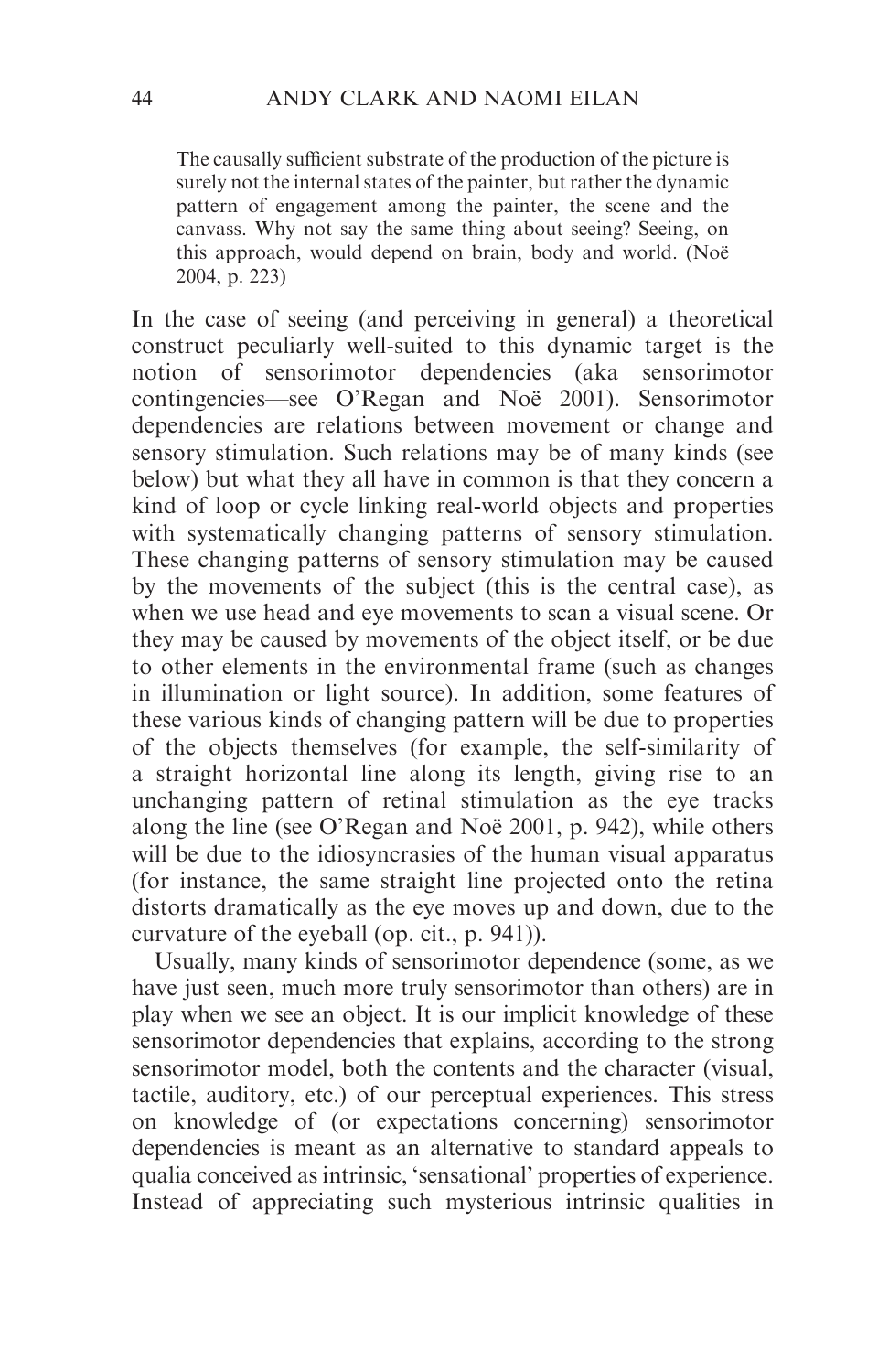> The causally sufficient substrate of the production of the picture is surely not the internal states of the painter, but rather the dynamic pattern of engagement among the painter, the scene and the canvass. Why not say the same thing about seeing? Seeing, on this approach, would depend on brain, body and world. (Noë 2004, p. 223)

In the case of seeing (and perceiving in general) a theoretical construct peculiarly well-suited to this dynamic target is the notion of sensorimotor dependencies (aka sensorimotor contingencies—see O'Regan and Noë 2001). Sensorimotor dependencies are relations between movement or change and sensory stimulation. Such relations may be of many kinds (see below) but what they all have in common is that they concern a kind of loop or cycle linking real-world objects and properties with systematically changing patterns of sensory stimulation. These changing patterns of sensory stimulation may be caused by the movements of the subject (this is the central case), as when we use head and eye movements to scan a visual scene. Or they may be caused by movements of the object itself, or be due to other elements in the environmental frame (such as changes in illumination or light source). In addition, some features of these various kinds of changing pattern will be due to properties of the objects themselves (for example, the self-similarity of a straight horizontal line along its length, giving rise to an unchanging pattern of retinal stimulation as the eye tracks along the line (see O'Regan and Noë 2001, p. 942), while others will be due to the idiosyncrasies of the human visual apparatus (for instance, the same straight line projected onto the retina distorts dramatically as the eye moves up and down, due to the curvature of the eyeball (op. cit., p. 941)).

Usually, many kinds of sensorimotor dependence (some, as we have just seen, much more truly sensorimotor than others) are in play when we see an object. It is our implicit knowledge of these sensorimotor dependencies that explains, according to the strong sensorimotor model, both the contents and the character (visual, tactile, auditory, etc.) of our perceptual experiences. This stress on knowledge of (or expectations concerning) sensorimotor dependencies is meant as an alternative to standard appeals to qualia conceived as intrinsic, 'sensational' properties of experience. Instead of appreciating such mysterious intrinsic qualities in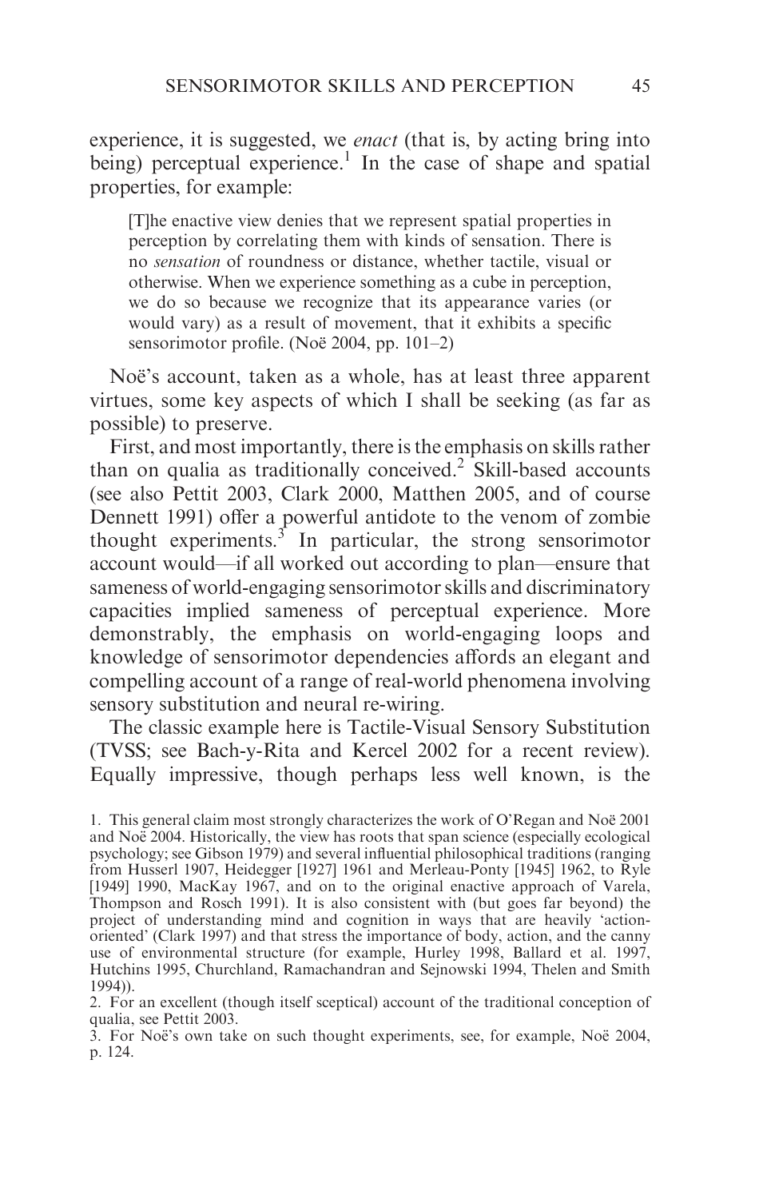experience, it is suggested, we *enact* (that is, by acting bring into being) perceptual experience.[1] In the case of shape and spatial properties, for example:

> [T]he enactive view denies that we represent spatial properties in perception by correlating them with kinds of sensation. There is no *sensation* of roundness or distance, whether tactile, visual or otherwise. When we experience something as a cube in perception, we do so because we recognize that its appearance varies (or would vary) as a result of movement, that it exhibits a specific sensorimotor profile. (Noë 2004, pp. 101–2)

Noë's account, taken as a whole, has at least three apparent virtues, some key aspects of which I shall be seeking (as far as possible) to preserve.

First, and most importantly, there is the emphasis on skills rather than on qualia as traditionally conceived.[2] Skill-based accounts (see also Pettit 2003, Clark 2000, Matthen 2005, and of course Dennett 1991) offer a powerful antidote to the venom of zombie thought experiments.[3] In particular, the strong sensorimotor account would—if all worked out according to plan—ensure that sameness of world-engaging sensorimotor skills and discriminatory capacities implied sameness of perceptual experience. More demonstrably, the emphasis on world-engaging loops and knowledge of sensorimotor dependencies affords an elegant and compelling account of a range of real-world phenomena involving sensory substitution and neural re-wiring.

The classic example here is Tactile-Visual Sensory Substitution (TVSS; see Bach-y-Rita and Kercel 2002 for a recent review). Equally impressive, though perhaps less well known, is the

1. This general claim most strongly characterizes the work of O'Regan and Noë 2001 and Noë 2004. Historically, the view has roots that span science (especially ecological psychology; see Gibson 1979) and several influential philosophical traditions (ranging from Husserl 1907, Heidegger [1927] 1961 and Merleau-Ponty [1945] 1962, to Ryle [1949] 1990, MacKay 1967, and on to the original enactive approach of Varela, Thompson and Rosch 1991). It is also consistent with (but goes far beyond) the project of understanding mind and cognition in ways that are heavily 'action-oriented' (Clark 1997) and that stress the importance of body, action, and the canny use of environmental structure (for example, Hurley 1998, Ballard et al. 1997, Hutchins 1995, Churchland, Ramachandran and Sejnowski 1994, Thelen and Smith 1994)).

2. For an excellent (though itself sceptical) account of the traditional conception of qualia, see Pettit 2003.

3. For Noë's own take on such thought experiments, see, for example, Noë 2004, p. 124.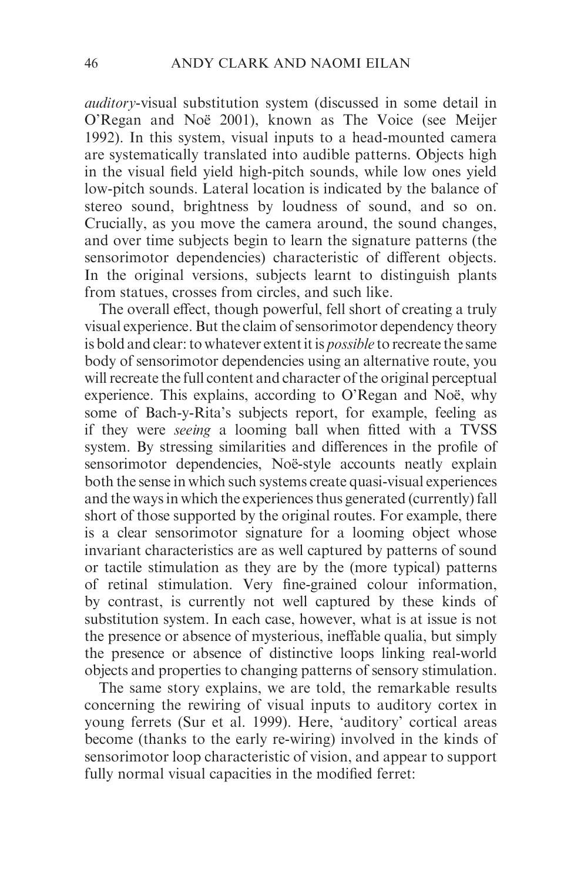*auditory*-visual substitution system (discussed in some detail in O'Regan and Noë 2001), known as The Voice (see Meijer 1992). In this system, visual inputs to a head-mounted camera are systematically translated into audible patterns. Objects high in the visual field yield high-pitch sounds, while low ones yield low-pitch sounds. Lateral location is indicated by the balance of stereo sound, brightness by loudness of sound, and so on. Crucially, as you move the camera around, the sound changes, and over time subjects begin to learn the signature patterns (the sensorimotor dependencies) characteristic of different objects. In the original versions, subjects learnt to distinguish plants from statues, crosses from circles, and such like.

The overall effect, though powerful, fell short of creating a truly visual experience. But the claim of sensorimotor dependency theory is bold and clear: to whatever extent it is *possible* to recreate the same body of sensorimotor dependencies using an alternative route, you will recreate the full content and character of the original perceptual experience. This explains, according to O'Regan and Noë, why some of Bach-y-Rita's subjects report, for example, feeling as if they were *seeing* a looming ball when fitted with a TVSS system. By stressing similarities and differences in the profile of sensorimotor dependencies, Noë-style accounts neatly explain both the sense in which such systems create quasi-visual experiences and the ways in which the experiences thus generated (currently) fall short of those supported by the original routes. For example, there is a clear sensorimotor signature for a looming object whose invariant characteristics are as well captured by patterns of sound or tactile stimulation as they are by the (more typical) patterns of retinal stimulation. Very fine-grained colour information, by contrast, is currently not well captured by these kinds of substitution system. In each case, however, what is at issue is not the presence or absence of mysterious, ineffable qualia, but simply the presence or absence of distinctive loops linking real-world objects and properties to changing patterns of sensory stimulation.

The same story explains, we are told, the remarkable results concerning the rewiring of visual inputs to auditory cortex in young ferrets (Sur et al. 1999). Here, 'auditory' cortical areas become (thanks to the early re-wiring) involved in the kinds of sensorimotor loop characteristic of vision, and appear to support fully normal visual capacities in the modified ferret: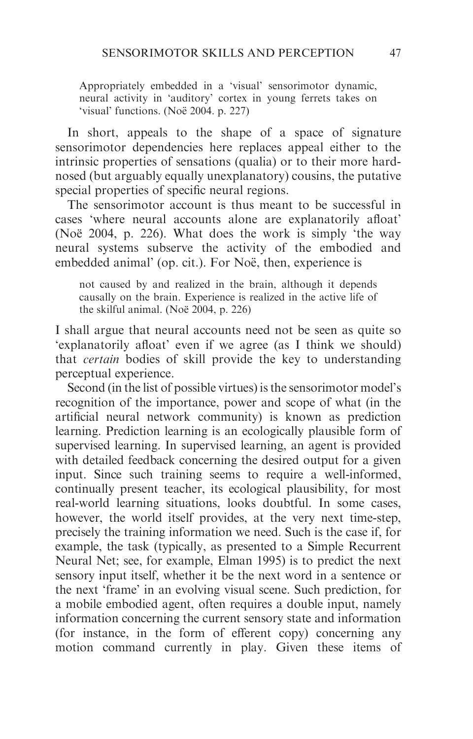> Appropriately embedded in a 'visual' sensorimotor dynamic, neural activity in 'auditory' cortex in young ferrets takes on 'visual' functions. (Noë 2004. p. 227)

In short, appeals to the shape of a space of signature sensorimotor dependencies here replaces appeal either to the intrinsic properties of sensations (qualia) or to their more hard-nosed (but arguably equally unexplanatory) cousins, the putative special properties of specific neural regions.

The sensorimotor account is thus meant to be successful in cases 'where neural accounts alone are explanatorily afloat' (Noë 2004, p. 226). What does the work is simply 'the way neural systems subserve the activity of the embodied and embedded animal' (op. cit.). For Noë, then, experience is

> not caused by and realized in the brain, although it depends causally on the brain. Experience is realized in the active life of the skilful animal. (Noë 2004, p. 226)

I shall argue that neural accounts need not be seen as quite so 'explanatorily afloat' even if we agree (as I think we should) that *certain* bodies of skill provide the key to understanding perceptual experience.

Second (in the list of possible virtues) is the sensorimotor model's recognition of the importance, power and scope of what (in the artificial neural network community) is known as prediction learning. Prediction learning is an ecologically plausible form of supervised learning. In supervised learning, an agent is provided with detailed feedback concerning the desired output for a given input. Since such training seems to require a well-informed, continually present teacher, its ecological plausibility, for most real-world learning situations, looks doubtful. In some cases, however, the world itself provides, at the very next time-step, precisely the training information we need. Such is the case if, for example, the task (typically, as presented to a Simple Recurrent Neural Net; see, for example, Elman 1995) is to predict the next sensory input itself, whether it be the next word in a sentence or the next 'frame' in an evolving visual scene. Such prediction, for a mobile embodied agent, often requires a double input, namely information concerning the current sensory state and information (for instance, in the form of efferent copy) concerning any motion command currently in play. Given these items of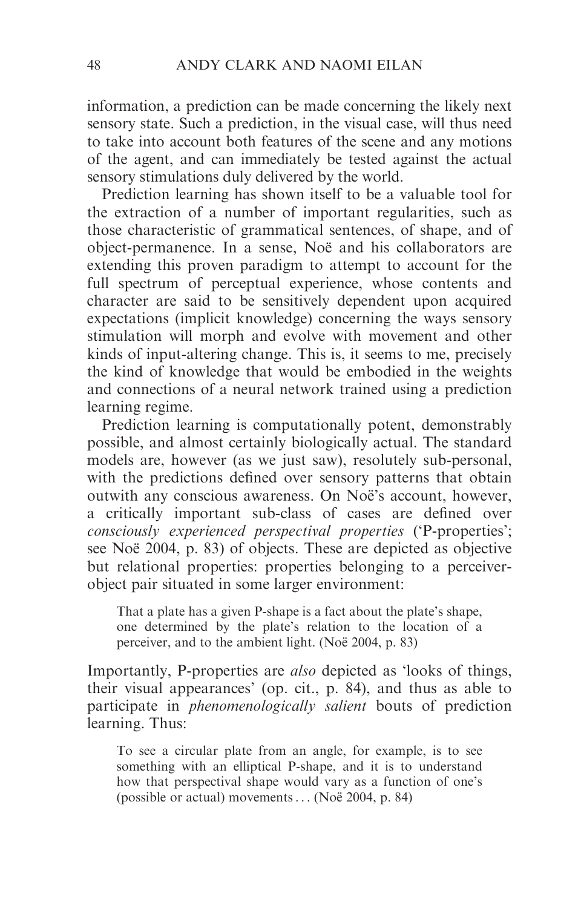information, a prediction can be made concerning the likely next sensory state. Such a prediction, in the visual case, will thus need to take into account both features of the scene and any motions of the agent, and can immediately be tested against the actual sensory stimulations duly delivered by the world.

Prediction learning has shown itself to be a valuable tool for the extraction of a number of important regularities, such as those characteristic of grammatical sentences, of shape, and of object-permanence. In a sense, Noë and his collaborators are extending this proven paradigm to attempt to account for the full spectrum of perceptual experience, whose contents and character are said to be sensitively dependent upon acquired expectations (implicit knowledge) concerning the ways sensory stimulation will morph and evolve with movement and other kinds of input-altering change. This is, it seems to me, precisely the kind of knowledge that would be embodied in the weights and connections of a neural network trained using a prediction learning regime.

Prediction learning is computationally potent, demonstrably possible, and almost certainly biologically actual. The standard models are, however (as we just saw), resolutely sub-personal, with the predictions defined over sensory patterns that obtain outwith any conscious awareness. On Noë's account, however, a critically important sub-class of cases are defined over *consciously experienced perspectival properties* ('P-properties'; see Noë 2004, p. 83) of objects. These are depicted as objective but relational properties: properties belonging to a perceiver-object pair situated in some larger environment:

> That a plate has a given P-shape is a fact about the plate's shape, one determined by the plate's relation to the location of a perceiver, and to the ambient light. (Noë 2004, p. 83)

Importantly, P-properties are *also* depicted as 'looks of things, their visual appearances' (op. cit., p. 84), and thus as able to participate in *phenomenologically salient* bouts of prediction learning. Thus:

> To see a circular plate from an angle, for example, is to see something with an elliptical P-shape, and it is to understand how that perspectival shape would vary as a function of one's (possible or actual) movements . . . (Noë 2004, p. 84)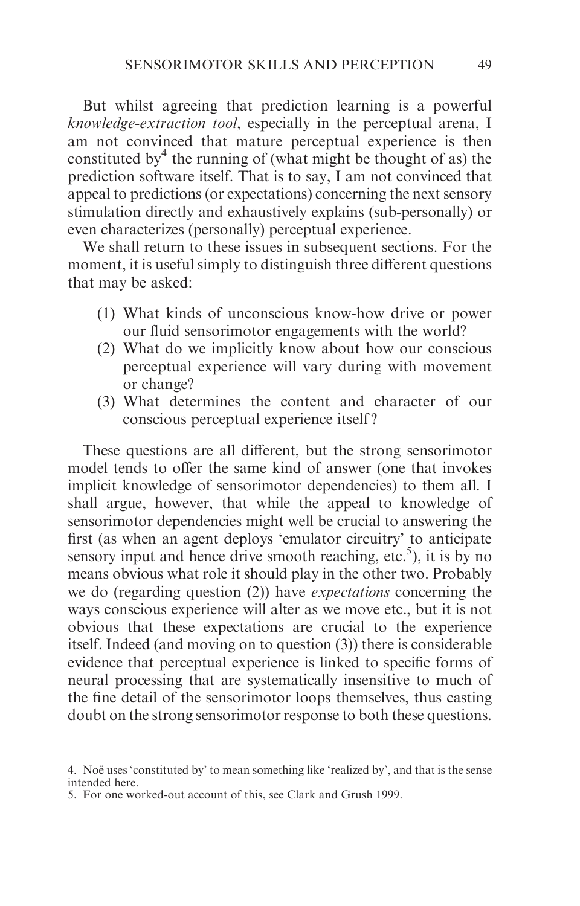But whilst agreeing that prediction learning is a powerful *knowledge-extraction tool*, especially in the perceptual arena, I am not convinced that mature perceptual experience is then constituted by[4] the running of (what might be thought of as) the prediction software itself. That is to say, I am not convinced that appeal to predictions (or expectations) concerning the next sensory stimulation directly and exhaustively explains (sub-personally) or even characterizes (personally) perceptual experience.

We shall return to these issues in subsequent sections. For the moment, it is useful simply to distinguish three different questions that may be asked:

(1) What kinds of unconscious know-how drive or power our fluid sensorimotor engagements with the world?
(2) What do we implicitly know about how our conscious perceptual experience will vary during with movement or change?
(3) What determines the content and character of our conscious perceptual experience itself?

These questions are all different, but the strong sensorimotor model tends to offer the same kind of answer (one that invokes implicit knowledge of sensorimotor dependencies) to them all. I shall argue, however, that while the appeal to knowledge of sensorimotor dependencies might well be crucial to answering the first (as when an agent deploys 'emulator circuitry' to anticipate sensory input and hence drive smooth reaching, etc.[5]), it is by no means obvious what role it should play in the other two. Probably we do (regarding question (2)) have *expectations* concerning the ways conscious experience will alter as we move etc., but it is not obvious that these expectations are crucial to the experience itself. Indeed (and moving on to question (3)) there is considerable evidence that perceptual experience is linked to specific forms of neural processing that are systematically insensitive to much of the fine detail of the sensorimotor loops themselves, thus casting doubt on the strong sensorimotor response to both these questions.

4. Noë uses 'constituted by' to mean something like 'realized by', and that is the sense intended here.
5. For one worked-out account of this, see Clark and Grush 1999.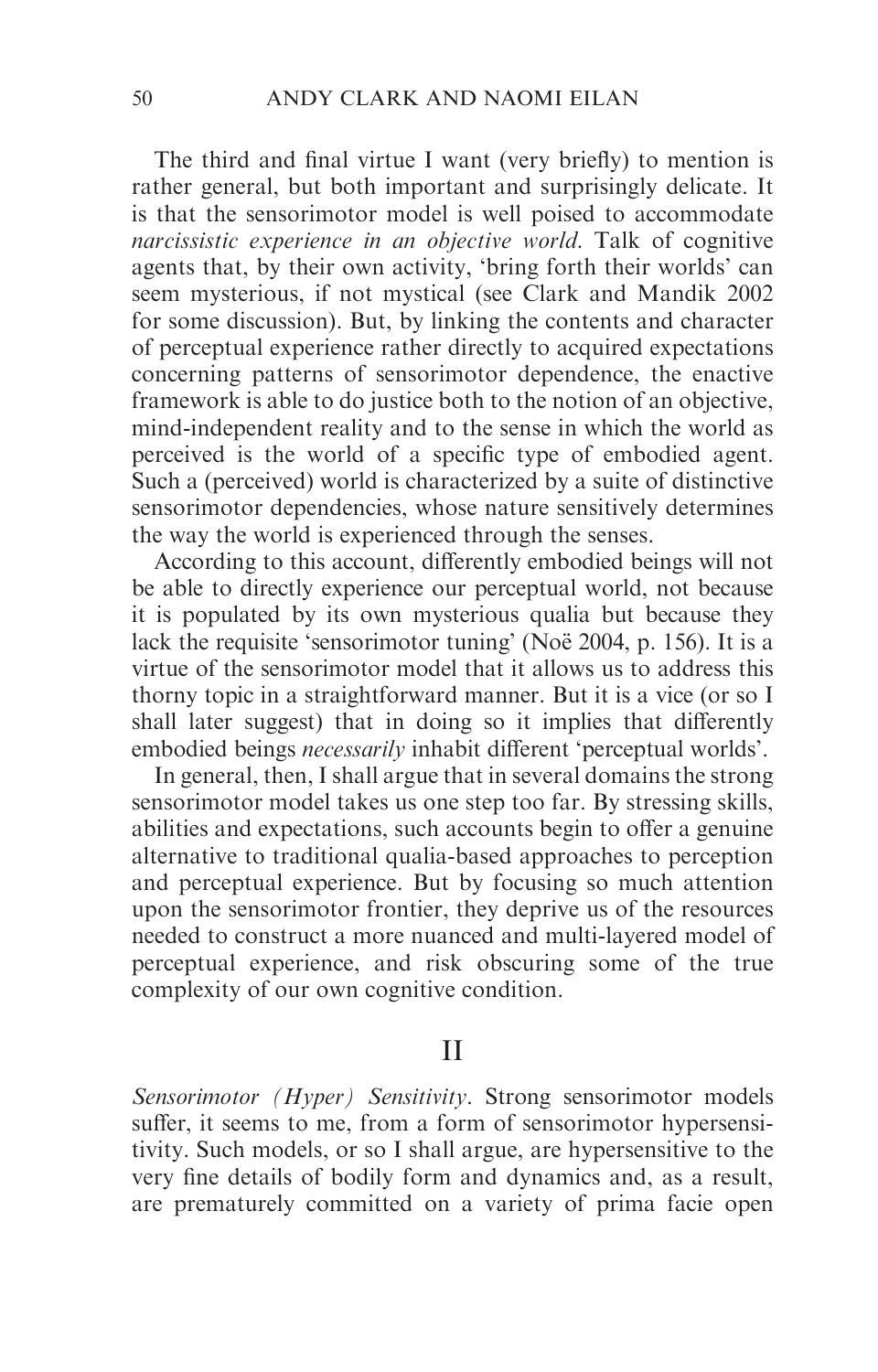The third and final virtue I want (very briefly) to mention is rather general, but both important and surprisingly delicate. It is that the sensorimotor model is well poised to accommodate *narcissistic experience in an objective world*. Talk of cognitive agents that, by their own activity, 'bring forth their worlds' can seem mysterious, if not mystical (see Clark and Mandik 2002 for some discussion). But, by linking the contents and character of perceptual experience rather directly to acquired expectations concerning patterns of sensorimotor dependence, the enactive framework is able to do justice both to the notion of an objective, mind-independent reality and to the sense in which the world as perceived is the world of a specific type of embodied agent. Such a (perceived) world is characterized by a suite of distinctive sensorimotor dependencies, whose nature sensitively determines the way the world is experienced through the senses.

According to this account, differently embodied beings will not be able to directly experience our perceptual world, not because it is populated by its own mysterious qualia but because they lack the requisite 'sensorimotor tuning' (Noë 2004, p. 156). It is a virtue of the sensorimotor model that it allows us to address this thorny topic in a straightforward manner. But it is a vice (or so I shall later suggest) that in doing so it implies that differently embodied beings *necessarily* inhabit different 'perceptual worlds'.

In general, then, I shall argue that in several domains the strong sensorimotor model takes us one step too far. By stressing skills, abilities and expectations, such accounts begin to offer a genuine alternative to traditional qualia-based approaches to perception and perceptual experience. But by focusing so much attention upon the sensorimotor frontier, they deprive us of the resources needed to construct a more nuanced and multi-layered model of perceptual experience, and risk obscuring some of the true complexity of our own cognitive condition.

## II

*Sensorimotor (Hyper) Sensitivity*. Strong sensorimotor models suffer, it seems to me, from a form of sensorimotor hypersensitivity. Such models, or so I shall argue, are hypersensitive to the very fine details of bodily form and dynamics and, as a result, are prematurely committed on a variety of prima facie open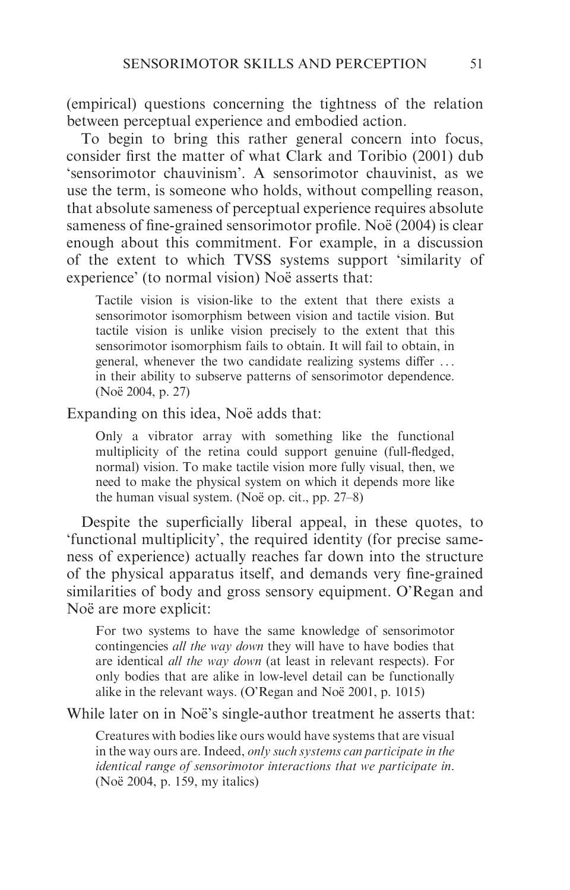(empirical) questions concerning the tightness of the relation between perceptual experience and embodied action.

To begin to bring this rather general concern into focus, consider first the matter of what Clark and Toribio (2001) dub 'sensorimotor chauvinism'. A sensorimotor chauvinist, as we use the term, is someone who holds, without compelling reason, that absolute sameness of perceptual experience requires absolute sameness of fine-grained sensorimotor profile. Noë (2004) is clear enough about this commitment. For example, in a discussion of the extent to which TVSS systems support 'similarity of experience' (to normal vision) Noë asserts that:

> Tactile vision is vision-like to the extent that there exists a sensorimotor isomorphism between vision and tactile vision. But tactile vision is unlike vision precisely to the extent that this sensorimotor isomorphism fails to obtain. It will fail to obtain, in general, whenever the two candidate realizing systems differ ... in their ability to subserve patterns of sensorimotor dependence. (Noë 2004, p. 27)

Expanding on this idea, Noë adds that:

> Only a vibrator array with something like the functional multiplicity of the retina could support genuine (full-fledged, normal) vision. To make tactile vision more fully visual, then, we need to make the physical system on which it depends more like the human visual system. (Noë op. cit., pp. 27–8)

Despite the superficially liberal appeal, in these quotes, to 'functional multiplicity', the required identity (for precise sameness of experience) actually reaches far down into the structure of the physical apparatus itself, and demands very fine-grained similarities of body and gross sensory equipment. O'Regan and Noë are more explicit:

> For two systems to have the same knowledge of sensorimotor contingencies *all the way down* they will have to have bodies that are identical *all the way down* (at least in relevant respects). For only bodies that are alike in low-level detail can be functionally alike in the relevant ways. (O'Regan and Noë 2001, p. 1015)

While later on in Noë's single-author treatment he asserts that:

> Creatures with bodies like ours would have systems that are visual in the way ours are. Indeed, *only such systems can participate in the identical range of sensorimotor interactions that we participate in.* (Noë 2004, p. 159, my italics)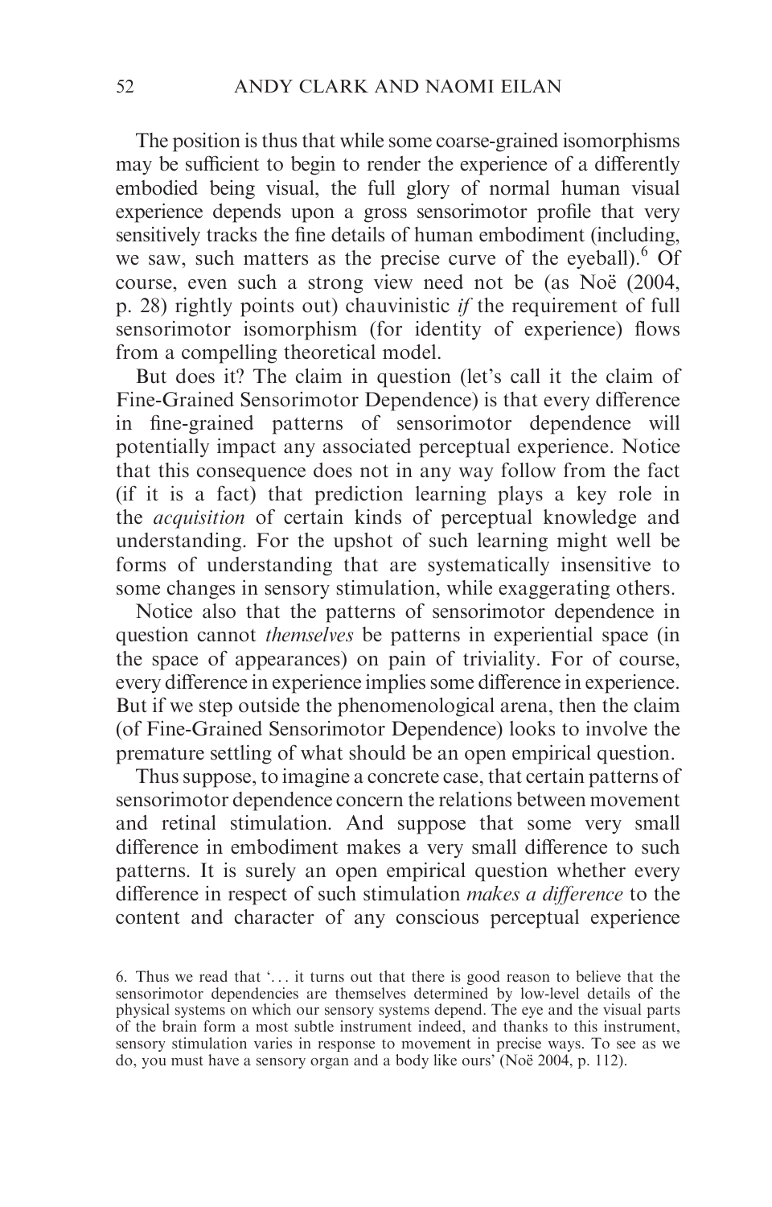The position is thus that while some coarse-grained isomorphisms may be sufficient to begin to render the experience of a differently embodied being visual, the full glory of normal human visual experience depends upon a gross sensorimotor profile that very sensitively tracks the fine details of human embodiment (including, we saw, such matters as the precise curve of the eyeball).[6] Of course, even such a strong view need not be (as Noë (2004, p. 28) rightly points out) chauvinistic *if* the requirement of full sensorimotor isomorphism (for identity of experience) flows from a compelling theoretical model.

But does it? The claim in question (let's call it the claim of Fine-Grained Sensorimotor Dependence) is that every difference in fine-grained patterns of sensorimotor dependence will potentially impact any associated perceptual experience. Notice that this consequence does not in any way follow from the fact (if it is a fact) that prediction learning plays a key role in the *acquisition* of certain kinds of perceptual knowledge and understanding. For the upshot of such learning might well be forms of understanding that are systematically insensitive to some changes in sensory stimulation, while exaggerating others.

Notice also that the patterns of sensorimotor dependence in question cannot *themselves* be patterns in experiential space (in the space of appearances) on pain of triviality. For of course, every difference in experience implies some difference in experience. But if we step outside the phenomenological arena, then the claim (of Fine-Grained Sensorimotor Dependence) looks to involve the premature settling of what should be an open empirical question.

Thus suppose, to imagine a concrete case, that certain patterns of sensorimotor dependence concern the relations between movement and retinal stimulation. And suppose that some very small difference in embodiment makes a very small difference to such patterns. It is surely an open empirical question whether every difference in respect of such stimulation *makes a difference* to the content and character of any conscious perceptual experience

6. Thus we read that '... it turns out that there is good reason to believe that the sensorimotor dependencies are themselves determined by low-level details of the physical systems on which our sensory systems depend. The eye and the visual parts of the brain form a most subtle instrument indeed, and thanks to this instrument, sensory stimulation varies in response to movement in precise ways. To see as we do, you must have a sensory organ and a body like ours' (Noë 2004, p. 112).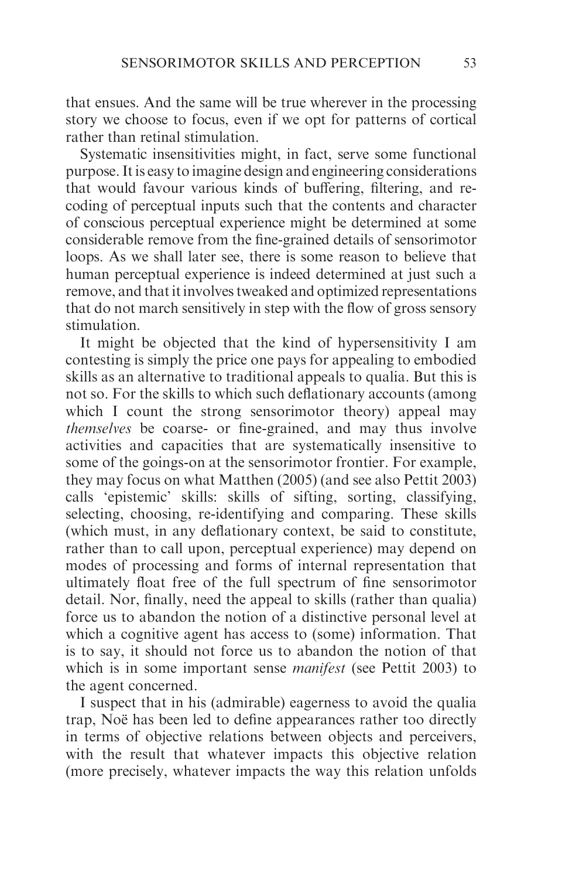that ensues. And the same will be true wherever in the processing story we choose to focus, even if we opt for patterns of cortical rather than retinal stimulation.

Systematic insensitivities might, in fact, serve some functional purpose. It is easy to imagine design and engineering considerations that would favour various kinds of buffering, filtering, and re-coding of perceptual inputs such that the contents and character of conscious perceptual experience might be determined at some considerable remove from the fine-grained details of sensorimotor loops. As we shall later see, there is some reason to believe that human perceptual experience is indeed determined at just such a remove, and that it involves tweaked and optimized representations that do not march sensitively in step with the flow of gross sensory stimulation.

It might be objected that the kind of hypersensitivity I am contesting is simply the price one pays for appealing to embodied skills as an alternative to traditional appeals to qualia. But this is not so. For the skills to which such deflationary accounts (among which I count the strong sensorimotor theory) appeal may *themselves* be coarse- or fine-grained, and may thus involve activities and capacities that are systematically insensitive to some of the goings-on at the sensorimotor frontier. For example, they may focus on what Matthen (2005) (and see also Pettit 2003) calls 'epistemic' skills: skills of sifting, sorting, classifying, selecting, choosing, re-identifying and comparing. These skills (which must, in any deflationary context, be said to constitute, rather than to call upon, perceptual experience) may depend on modes of processing and forms of internal representation that ultimately float free of the full spectrum of fine sensorimotor detail. Nor, finally, need the appeal to skills (rather than qualia) force us to abandon the notion of a distinctive personal level at which a cognitive agent has access to (some) information. That is to say, it should not force us to abandon the notion of that which is in some important sense *manifest* (see Pettit 2003) to the agent concerned.

I suspect that in his (admirable) eagerness to avoid the qualia trap, Noë has been led to define appearances rather too directly in terms of objective relations between objects and perceivers, with the result that whatever impacts this objective relation (more precisely, whatever impacts the way this relation unfolds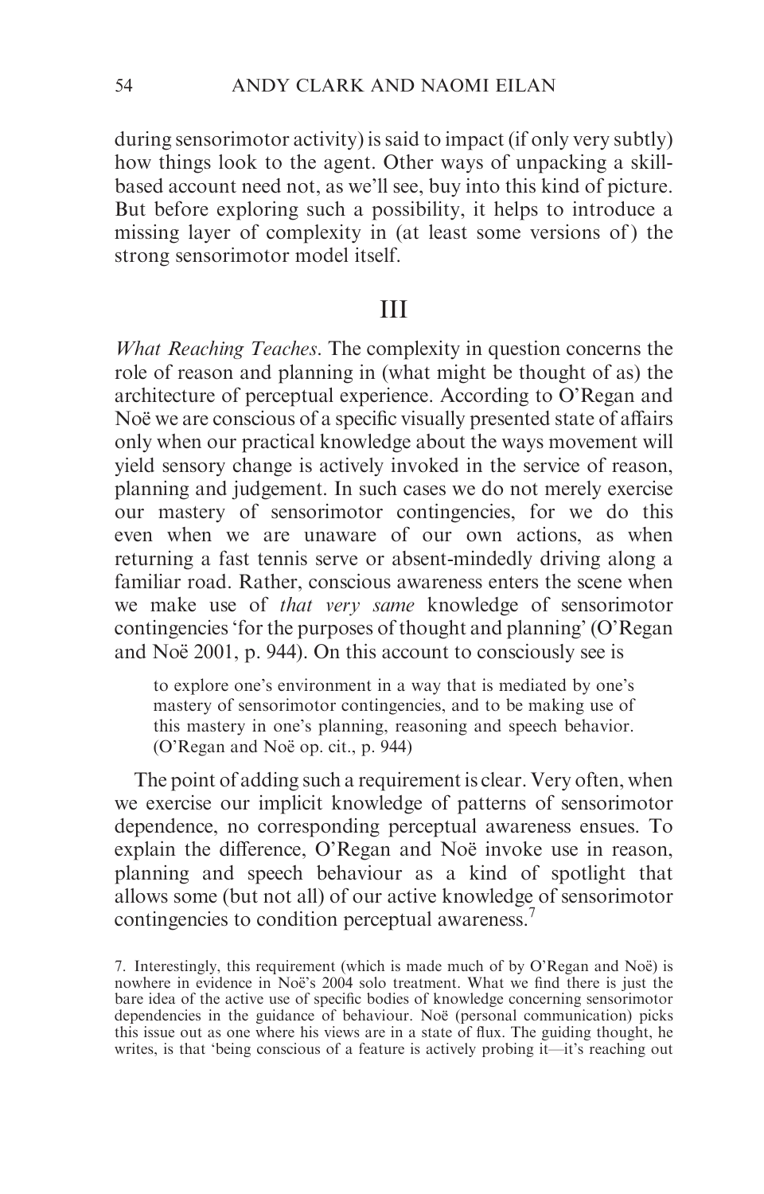during sensorimotor activity) is said to impact (if only very subtly) how things look to the agent. Other ways of unpacking a skill-based account need not, as we'll see, buy into this kind of picture. But before exploring such a possibility, it helps to introduce a missing layer of complexity in (at least some versions of) the strong sensorimotor model itself.

## III

*What Reaching Teaches.* The complexity in question concerns the role of reason and planning in (what might be thought of as) the architecture of perceptual experience. According to O'Regan and Noë we are conscious of a specific visually presented state of affairs only when our practical knowledge about the ways movement will yield sensory change is actively invoked in the service of reason, planning and judgement. In such cases we do not merely exercise our mastery of sensorimotor contingencies, for we do this even when we are unaware of our own actions, as when returning a fast tennis serve or absent-mindedly driving along a familiar road. Rather, conscious awareness enters the scene when we make use of *that very same* knowledge of sensorimotor contingencies 'for the purposes of thought and planning' (O'Regan and Noë 2001, p. 944). On this account to consciously see is

> to explore one's environment in a way that is mediated by one's mastery of sensorimotor contingencies, and to be making use of this mastery in one's planning, reasoning and speech behavior. (O'Regan and Noë op. cit., p. 944)

The point of adding such a requirement is clear. Very often, when we exercise our implicit knowledge of patterns of sensorimotor dependence, no corresponding perceptual awareness ensues. To explain the difference, O'Regan and Noë invoke use in reason, planning and speech behaviour as a kind of spotlight that allows some (but not all) of our active knowledge of sensorimotor contingencies to condition perceptual awareness.[7]

7. Interestingly, this requirement (which is made much of by O'Regan and Noë) is nowhere in evidence in Noë's 2004 solo treatment. What we find there is just the bare idea of the active use of specific bodies of knowledge concerning sensorimotor dependencies in the guidance of behaviour. Noë (personal communication) picks this issue out as one where his views are in a state of flux. The guiding thought, he writes, is that 'being conscious of a feature is actively probing it—it's reaching out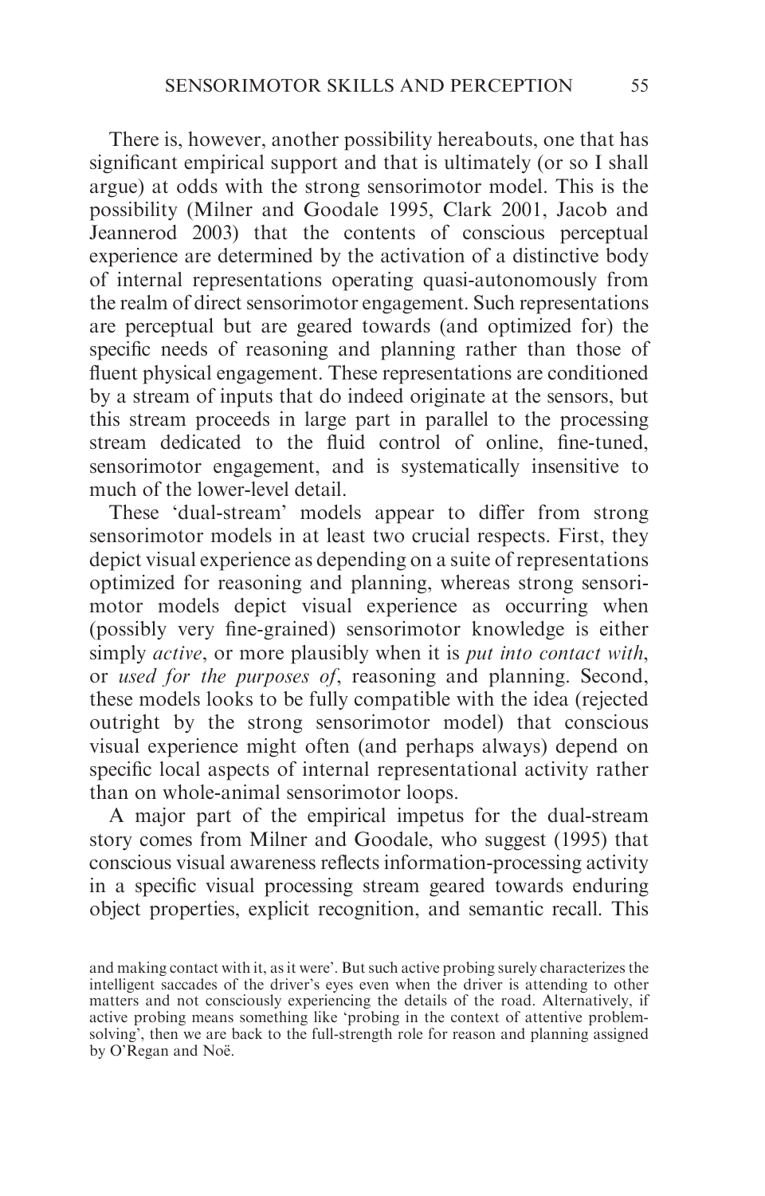There is, however, another possibility hereabouts, one that has significant empirical support and that is ultimately (or so I shall argue) at odds with the strong sensorimotor model. This is the possibility (Milner and Goodale 1995, Clark 2001, Jacob and Jeannerod 2003) that the contents of conscious perceptual experience are determined by the activation of a distinctive body of internal representations operating quasi-autonomously from the realm of direct sensorimotor engagement. Such representations are perceptual but are geared towards (and optimized for) the specific needs of reasoning and planning rather than those of fluent physical engagement. These representations are conditioned by a stream of inputs that do indeed originate at the sensors, but this stream proceeds in large part in parallel to the processing stream dedicated to the fluid control of online, fine-tuned, sensorimotor engagement, and is systematically insensitive to much of the lower-level detail.

These 'dual-stream' models appear to differ from strong sensorimotor models in at least two crucial respects. First, they depict visual experience as depending on a suite of representations optimized for reasoning and planning, whereas strong sensorimotor models depict visual experience as occurring when (possibly very fine-grained) sensorimotor knowledge is either simply *active*, or more plausibly when it is *put into contact with*, or *used for the purposes of*, reasoning and planning. Second, these models looks to be fully compatible with the idea (rejected outright by the strong sensorimotor model) that conscious visual experience might often (and perhaps always) depend on specific local aspects of internal representational activity rather than on whole-animal sensorimotor loops.

A major part of the empirical impetus for the dual-stream story comes from Milner and Goodale, who suggest (1995) that conscious visual awareness reflects information-processing activity in a specific visual processing stream geared towards enduring object properties, explicit recognition, and semantic recall. This

and making contact with it, as it were'. But such active probing surely characterizes the intelligent saccades of the driver's eyes even when the driver is attending to other matters and not consciously experiencing the details of the road. Alternatively, if active probing means something like 'probing in the context of attentive problem-solving', then we are back to the full-strength role for reason and planning assigned by O'Regan and Noë.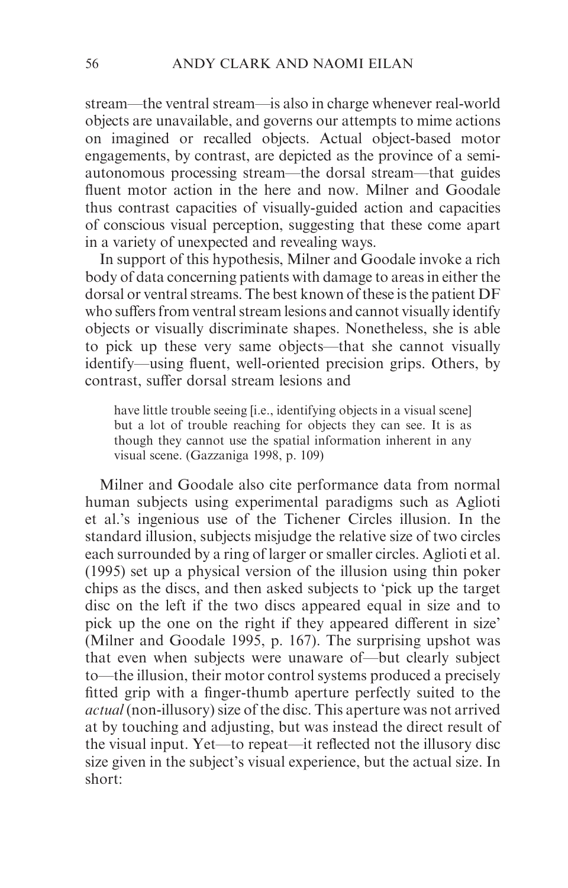stream—the ventral stream—is also in charge whenever real-world objects are unavailable, and governs our attempts to mime actions on imagined or recalled objects. Actual object-based motor engagements, by contrast, are depicted as the province of a semi-autonomous processing stream—the dorsal stream—that guides fluent motor action in the here and now. Milner and Goodale thus contrast capacities of visually-guided action and capacities of conscious visual perception, suggesting that these come apart in a variety of unexpected and revealing ways.

In support of this hypothesis, Milner and Goodale invoke a rich body of data concerning patients with damage to areas in either the dorsal or ventral streams. The best known of these is the patient DF who suffers from ventral stream lesions and cannot visually identify objects or visually discriminate shapes. Nonetheless, she is able to pick up these very same objects—that she cannot visually identify—using fluent, well-oriented precision grips. Others, by contrast, suffer dorsal stream lesions and

> have little trouble seeing [i.e., identifying objects in a visual scene] but a lot of trouble reaching for objects they can see. It is as though they cannot use the spatial information inherent in any visual scene. (Gazzaniga 1998, p. 109)

Milner and Goodale also cite performance data from normal human subjects using experimental paradigms such as Aglioti et al.'s ingenious use of the Tichener Circles illusion. In the standard illusion, subjects misjudge the relative size of two circles each surrounded by a ring of larger or smaller circles. Aglioti et al. (1995) set up a physical version of the illusion using thin poker chips as the discs, and then asked subjects to 'pick up the target disc on the left if the two discs appeared equal in size and to pick up the one on the right if they appeared different in size' (Milner and Goodale 1995, p. 167). The surprising upshot was that even when subjects were unaware of—but clearly subject to—the illusion, their motor control systems produced a precisely fitted grip with a finger-thumb aperture perfectly suited to the *actual* (non-illusory) size of the disc. This aperture was not arrived at by touching and adjusting, but was instead the direct result of the visual input. Yet—to repeat—it reflected not the illusory disc size given in the subject's visual experience, but the actual size. In short: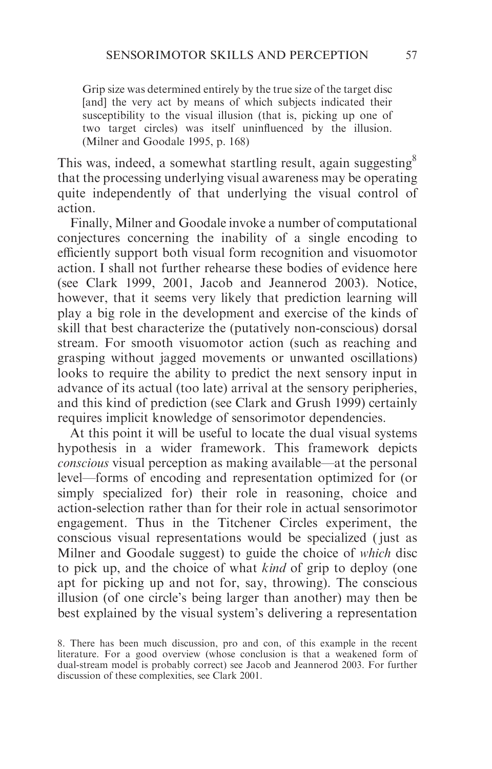> Grip size was determined entirely by the true size of the target disc [and] the very act by means of which subjects indicated their susceptibility to the visual illusion (that is, picking up one of two target circles) was itself uninfluenced by the illusion. (Milner and Goodale 1995, p. 168)

This was, indeed, a somewhat startling result, again suggesting[8] that the processing underlying visual awareness may be operating quite independently of that underlying the visual control of action.

Finally, Milner and Goodale invoke a number of computational conjectures concerning the inability of a single encoding to efficiently support both visual form recognition and visuomotor action. I shall not further rehearse these bodies of evidence here (see Clark 1999, 2001, Jacob and Jeannerod 2003). Notice, however, that it seems very likely that prediction learning will play a big role in the development and exercise of the kinds of skill that best characterize the (putatively non-conscious) dorsal stream. For smooth visuomotor action (such as reaching and grasping without jagged movements or unwanted oscillations) looks to require the ability to predict the next sensory input in advance of its actual (too late) arrival at the sensory peripheries, and this kind of prediction (see Clark and Grush 1999) certainly requires implicit knowledge of sensorimotor dependencies.

At this point it will be useful to locate the dual visual systems hypothesis in a wider framework. This framework depicts *conscious* visual perception as making available—at the personal level—forms of encoding and representation optimized for (or simply specialized for) their role in reasoning, choice and action-selection rather than for their role in actual sensorimotor engagement. Thus in the Titchener Circles experiment, the conscious visual representations would be specialized (just as Milner and Goodale suggest) to guide the choice of *which* disc to pick up, and the choice of what *kind* of grip to deploy (one apt for picking up and not for, say, throwing). The conscious illusion (of one circle's being larger than another) may then be best explained by the visual system's delivering a representation

8. There has been much discussion, pro and con, of this example in the recent literature. For a good overview (whose conclusion is that a weakened form of dual-stream model is probably correct) see Jacob and Jeannerod 2003. For further discussion of these complexities, see Clark 2001.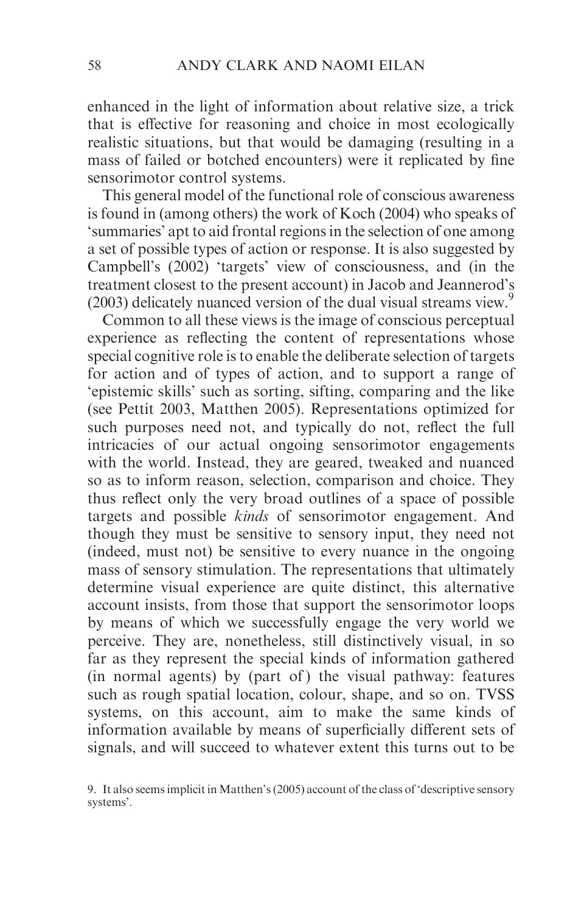enhanced in the light of information about relative size, a trick that is effective for reasoning and choice in most ecologically realistic situations, but that would be damaging (resulting in a mass of failed or botched encounters) were it replicated by fine sensorimotor control systems.

This general model of the functional role of conscious awareness is found in (among others) the work of Koch (2004) who speaks of 'summaries' apt to aid frontal regions in the selection of one among a set of possible types of action or response. It is also suggested by Campbell's (2002) 'targets' view of consciousness, and (in the treatment closest to the present account) in Jacob and Jeannerod's (2003) delicately nuanced version of the dual visual streams view.[9]

Common to all these views is the image of conscious perceptual experience as reflecting the content of representations whose special cognitive role is to enable the deliberate selection of targets for action and of types of action, and to support a range of 'epistemic skills' such as sorting, sifting, comparing and the like (see Pettit 2003, Matthen 2005). Representations optimized for such purposes need not, and typically do not, reflect the full intricacies of our actual ongoing sensorimotor engagements with the world. Instead, they are geared, tweaked and nuanced so as to inform reason, selection, comparison and choice. They thus reflect only the very broad outlines of a space of possible targets and possible *kinds* of sensorimotor engagement. And though they must be sensitive to sensory input, they need not (indeed, must not) be sensitive to every nuance in the ongoing mass of sensory stimulation. The representations that ultimately determine visual experience are quite distinct, this alternative account insists, from those that support the sensorimotor loops by means of which we successfully engage the very world we perceive. They are, nonetheless, still distinctively visual, in so far as they represent the special kinds of information gathered (in normal agents) by (part of) the visual pathway: features such as rough spatial location, colour, shape, and so on. TVSS systems, on this account, aim to make the same kinds of information available by means of superficially different sets of signals, and will succeed to whatever extent this turns out to be

9. It also seems implicit in Matthen's (2005) account of the class of 'descriptive sensory systems'.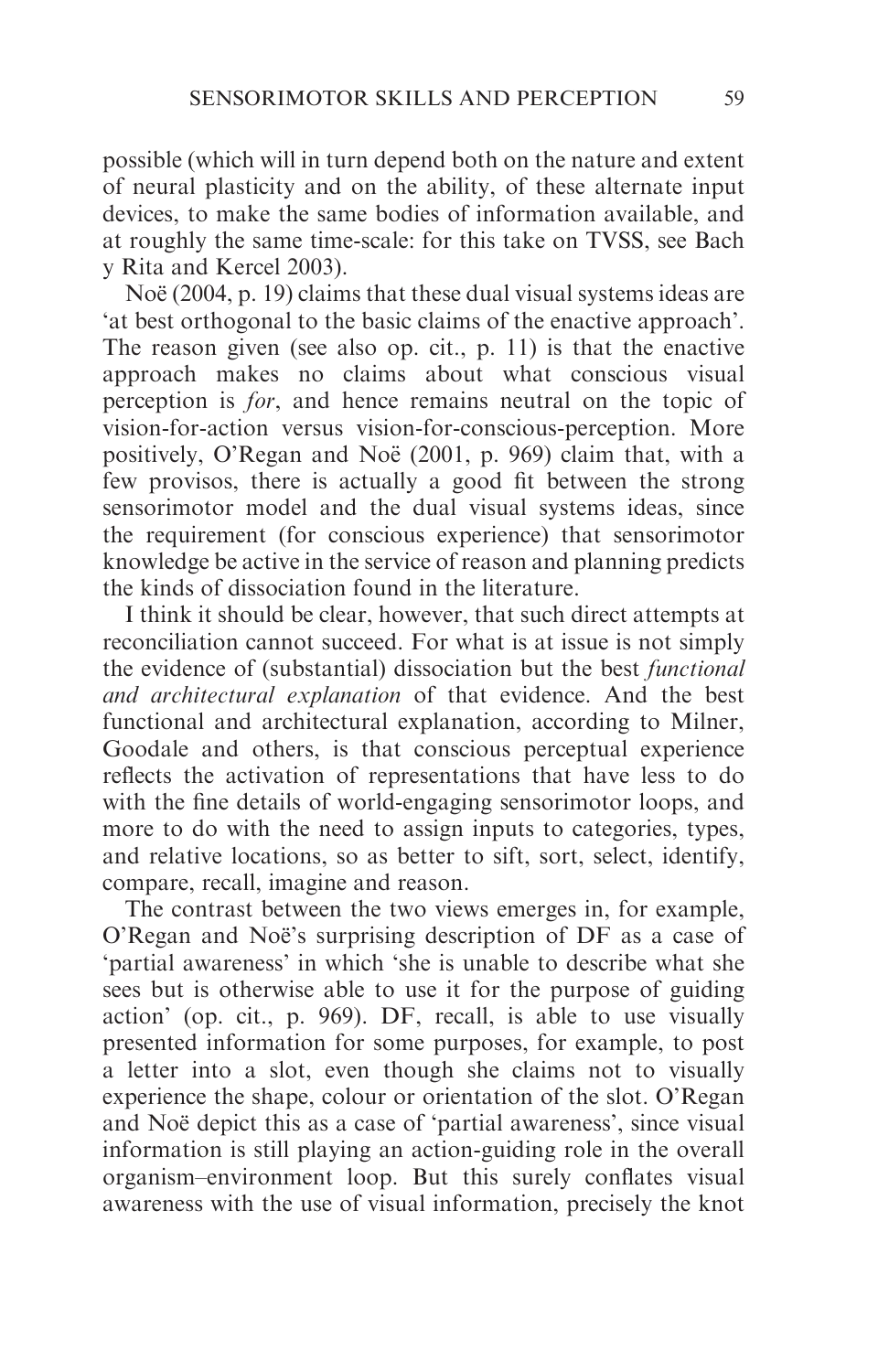possible (which will in turn depend both on the nature and extent of neural plasticity and on the ability, of these alternate input devices, to make the same bodies of information available, and at roughly the same time-scale: for this take on TVSS, see Bach y Rita and Kercel 2003).

Noë (2004, p. 19) claims that these dual visual systems ideas are 'at best orthogonal to the basic claims of the enactive approach'. The reason given (see also op. cit., p. 11) is that the enactive approach makes no claims about what conscious visual perception is *for*, and hence remains neutral on the topic of vision-for-action versus vision-for-conscious-perception. More positively, O'Regan and Noë (2001, p. 969) claim that, with a few provisos, there is actually a good fit between the strong sensorimotor model and the dual visual systems ideas, since the requirement (for conscious experience) that sensorimotor knowledge be active in the service of reason and planning predicts the kinds of dissociation found in the literature.

I think it should be clear, however, that such direct attempts at reconciliation cannot succeed. For what is at issue is not simply the evidence of (substantial) dissociation but the best *functional and architectural explanation* of that evidence. And the best functional and architectural explanation, according to Milner, Goodale and others, is that conscious perceptual experience reflects the activation of representations that have less to do with the fine details of world-engaging sensorimotor loops, and more to do with the need to assign inputs to categories, types, and relative locations, so as better to sift, sort, select, identify, compare, recall, imagine and reason.

The contrast between the two views emerges in, for example, O'Regan and Noë's surprising description of DF as a case of 'partial awareness' in which 'she is unable to describe what she sees but is otherwise able to use it for the purpose of guiding action' (op. cit., p. 969). DF, recall, is able to use visually presented information for some purposes, for example, to post a letter into a slot, even though she claims not to visually experience the shape, colour or orientation of the slot. O'Regan and Noë depict this as a case of 'partial awareness', since visual information is still playing an action-guiding role in the overall organism–environment loop. But this surely conflates visual awareness with the use of visual information, precisely the knot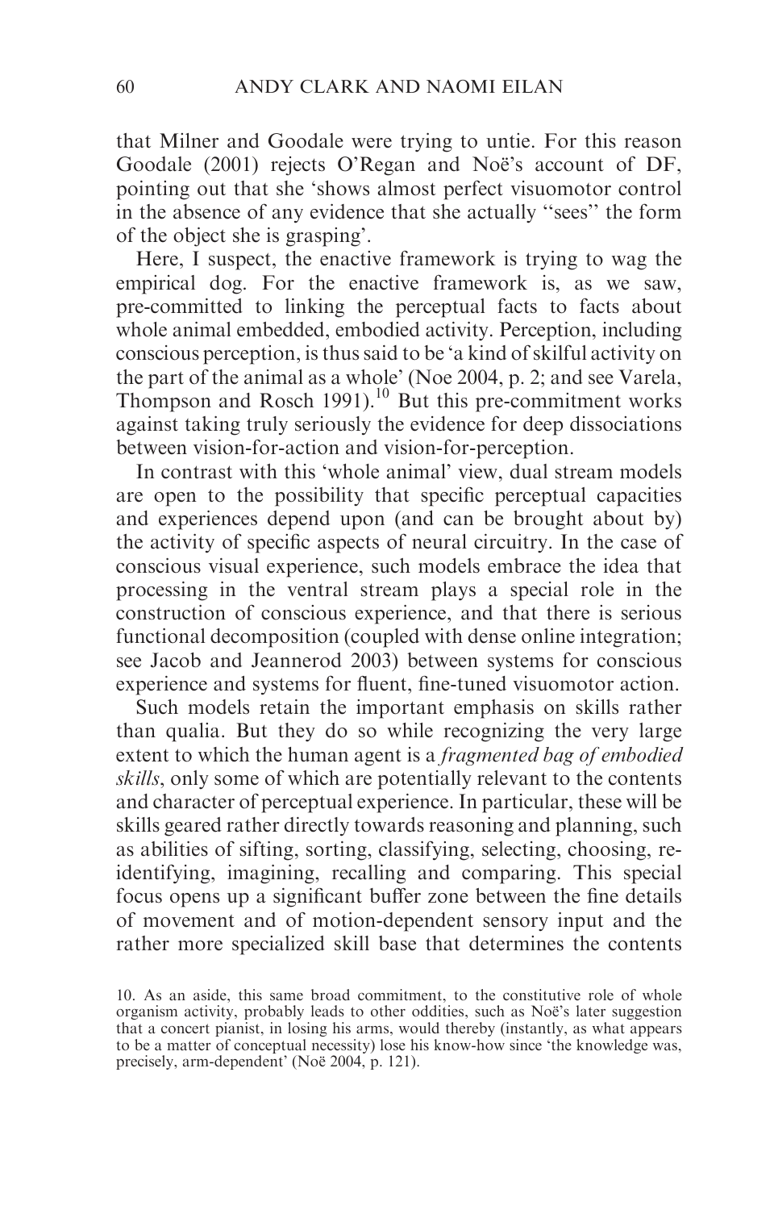that Milner and Goodale were trying to untie. For this reason Goodale (2001) rejects O'Regan and Noë's account of DF, pointing out that she 'shows almost perfect visuomotor control in the absence of any evidence that she actually ''sees'' the form of the object she is grasping'.

Here, I suspect, the enactive framework is trying to wag the empirical dog. For the enactive framework is, as we saw, pre-committed to linking the perceptual facts to facts about whole animal embedded, embodied activity. Perception, including conscious perception, is thus said to be 'a kind of skilful activity on the part of the animal as a whole' (Noe 2004, p. 2; and see Varela, Thompson and Rosch 1991).[10] But this pre-commitment works against taking truly seriously the evidence for deep dissociations between vision-for-action and vision-for-perception.

In contrast with this 'whole animal' view, dual stream models are open to the possibility that specific perceptual capacities and experiences depend upon (and can be brought about by) the activity of specific aspects of neural circuitry. In the case of conscious visual experience, such models embrace the idea that processing in the ventral stream plays a special role in the construction of conscious experience, and that there is serious functional decomposition (coupled with dense online integration; see Jacob and Jeannerod 2003) between systems for conscious experience and systems for fluent, fine-tuned visuomotor action.

Such models retain the important emphasis on skills rather than qualia. But they do so while recognizing the very large extent to which the human agent is a *fragmented bag of embodied skills*, only some of which are potentially relevant to the contents and character of perceptual experience. In particular, these will be skills geared rather directly towards reasoning and planning, such as abilities of sifting, sorting, classifying, selecting, choosing, re-identifying, imagining, recalling and comparing. This special focus opens up a significant buffer zone between the fine details of movement and of motion-dependent sensory input and the rather more specialized skill base that determines the contents

10. As an aside, this same broad commitment, to the constitutive role of whole organism activity, probably leads to other oddities, such as Noë's later suggestion that a concert pianist, in losing his arms, would thereby (instantly, as what appears to be a matter of conceptual necessity) lose his know-how since 'the knowledge was, precisely, arm-dependent' (Noë 2004, p. 121).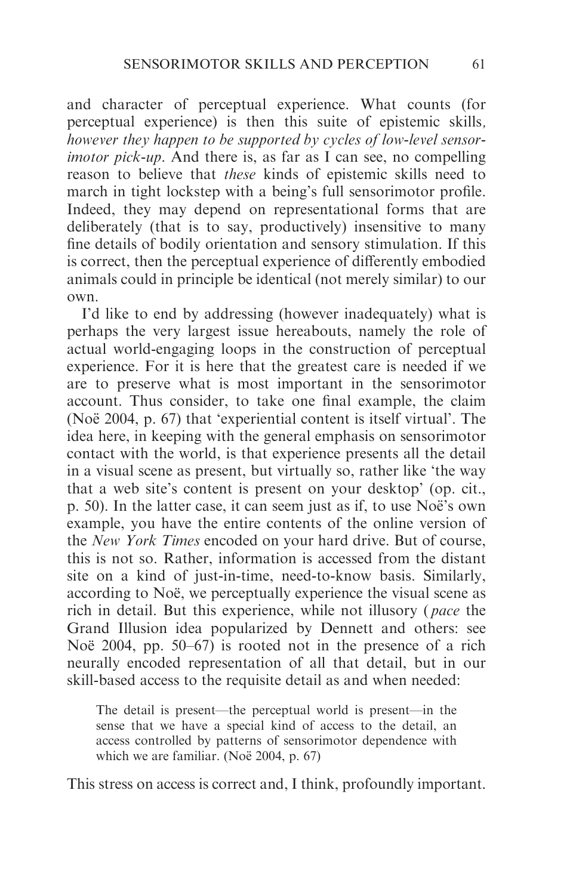and character of perceptual experience. What counts (for perceptual experience) is then this suite of epistemic skills, *however they happen to be supported by cycles of low-level sensorimotor pick-up*. And there is, as far as I can see, no compelling reason to believe that *these* kinds of epistemic skills need to march in tight lockstep with a being's full sensorimotor profile. Indeed, they may depend on representational forms that are deliberately (that is to say, productively) insensitive to many fine details of bodily orientation and sensory stimulation. If this is correct, then the perceptual experience of differently embodied animals could in principle be identical (not merely similar) to our own.

I'd like to end by addressing (however inadequately) what is perhaps the very largest issue hereabouts, namely the role of actual world-engaging loops in the construction of perceptual experience. For it is here that the greatest care is needed if we are to preserve what is most important in the sensorimotor account. Thus consider, to take one final example, the claim (Noë 2004, p. 67) that 'experiential content is itself virtual'. The idea here, in keeping with the general emphasis on sensorimotor contact with the world, is that experience presents all the detail in a visual scene as present, but virtually so, rather like 'the way that a web site's content is present on your desktop' (op. cit., p. 50). In the latter case, it can seem just as if, to use Noë's own example, you have the entire contents of the online version of the *New York Times* encoded on your hard drive. But of course, this is not so. Rather, information is accessed from the distant site on a kind of just-in-time, need-to-know basis. Similarly, according to Noë, we perceptually experience the visual scene as rich in detail. But this experience, while not illusory (*pace* the Grand Illusion idea popularized by Dennett and others: see Noë 2004, pp. 50–67) is rooted not in the presence of a rich neurally encoded representation of all that detail, but in our skill-based access to the requisite detail as and when needed:

> The detail is present—the perceptual world is present—in the sense that we have a special kind of access to the detail, an access controlled by patterns of sensorimotor dependence with which we are familiar. (Noë 2004, p. 67)

This stress on access is correct and, I think, profoundly important.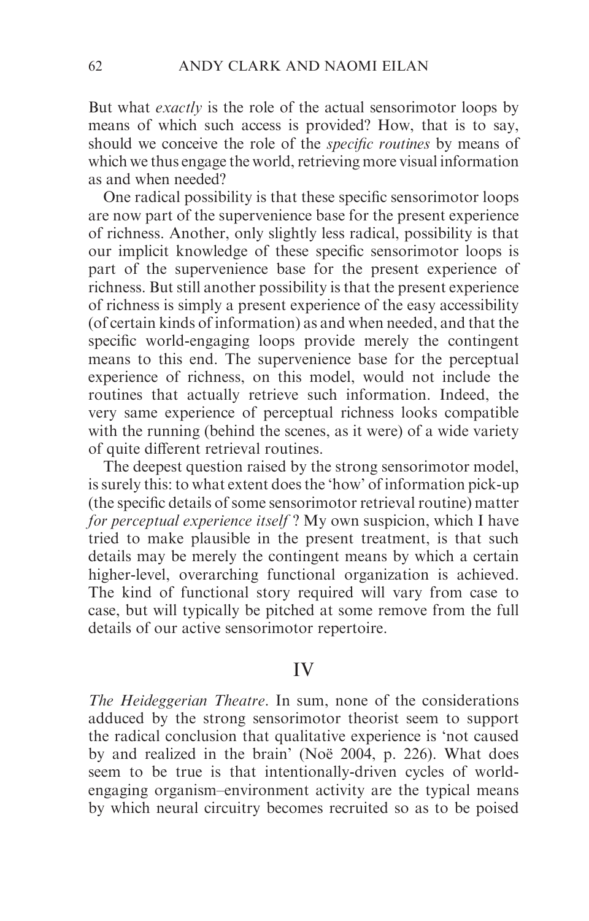But what *exactly* is the role of the actual sensorimotor loops by means of which such access is provided? How, that is to say, should we conceive the role of the *specific routines* by means of which we thus engage the world, retrieving more visual information as and when needed?

One radical possibility is that these specific sensorimotor loops are now part of the supervenience base for the present experience of richness. Another, only slightly less radical, possibility is that our implicit knowledge of these specific sensorimotor loops is part of the supervenience base for the present experience of richness. But still another possibility is that the present experience of richness is simply a present experience of the easy accessibility (of certain kinds of information) as and when needed, and that the specific world-engaging loops provide merely the contingent means to this end. The supervenience base for the perceptual experience of richness, on this model, would not include the routines that actually retrieve such information. Indeed, the very same experience of perceptual richness looks compatible with the running (behind the scenes, as it were) of a wide variety of quite different retrieval routines.

The deepest question raised by the strong sensorimotor model, is surely this: to what extent does the 'how' of information pick-up (the specific details of some sensorimotor retrieval routine) matter *for perceptual experience itself* ? My own suspicion, which I have tried to make plausible in the present treatment, is that such details may be merely the contingent means by which a certain higher-level, overarching functional organization is achieved. The kind of functional story required will vary from case to case, but will typically be pitched at some remove from the full details of our active sensorimotor repertoire.

## IV

*The Heideggerian Theatre*. In sum, none of the considerations adduced by the strong sensorimotor theorist seem to support the radical conclusion that qualitative experience is 'not caused by and realized in the brain' (Noë 2004, p. 226). What does seem to be true is that intentionally-driven cycles of world-engaging organism–environment activity are the typical means by which neural circuitry becomes recruited so as to be poised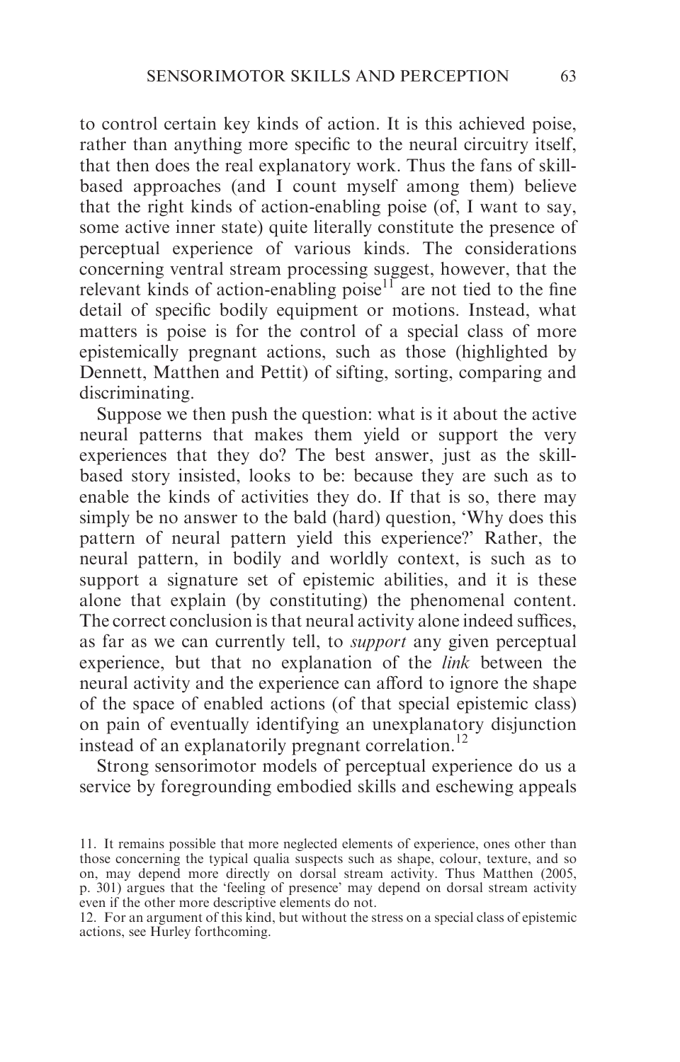to control certain key kinds of action. It is this achieved poise, rather than anything more specific to the neural circuitry itself, that then does the real explanatory work. Thus the fans of skill-based approaches (and I count myself among them) believe that the right kinds of action-enabling poise (of, I want to say, some active inner state) quite literally constitute the presence of perceptual experience of various kinds. The considerations concerning ventral stream processing suggest, however, that the relevant kinds of action-enabling poise[11] are not tied to the fine detail of specific bodily equipment or motions. Instead, what matters is poise is for the control of a special class of more epistemically pregnant actions, such as those (highlighted by Dennett, Matthen and Pettit) of sifting, sorting, comparing and discriminating.

Suppose we then push the question: what is it about the active neural patterns that makes them yield or support the very experiences that they do? The best answer, just as the skill-based story insisted, looks to be: because they are such as to enable the kinds of activities they do. If that is so, there may simply be no answer to the bald (hard) question, 'Why does this pattern of neural pattern yield this experience?' Rather, the neural pattern, in bodily and worldly context, is such as to support a signature set of epistemic abilities, and it is these alone that explain (by constituting) the phenomenal content. The correct conclusion is that neural activity alone indeed suffices, as far as we can currently tell, to *support* any given perceptual experience, but that no explanation of the *link* between the neural activity and the experience can afford to ignore the shape of the space of enabled actions (of that special epistemic class) on pain of eventually identifying an unexplanatory disjunction instead of an explanatorily pregnant correlation.[12]

Strong sensorimotor models of perceptual experience do us a service by foregrounding embodied skills and eschewing appeals

11. It remains possible that more neglected elements of experience, ones other than those concerning the typical qualia suspects such as shape, colour, texture, and so on, may depend more directly on dorsal stream activity. Thus Matthen (2005, p. 301) argues that the 'feeling of presence' may depend on dorsal stream activity even if the other more descriptive elements do not.

12. For an argument of this kind, but without the stress on a special class of epistemic actions, see Hurley forthcoming.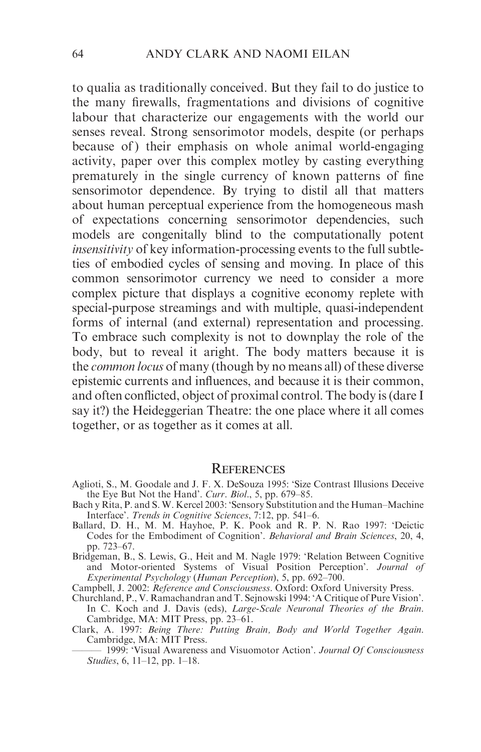to qualia as traditionally conceived. But they fail to do justice to the many firewalls, fragmentations and divisions of cognitive labour that characterize our engagements with the world our senses reveal. Strong sensorimotor models, despite (or perhaps because of) their emphasis on whole animal world-engaging activity, paper over this complex motley by casting everything prematurely in the single currency of known patterns of fine sensorimotor dependence. By trying to distil all that matters about human perceptual experience from the homogeneous mash of expectations concerning sensorimotor dependencies, such models are congenitally blind to the computationally potent *insensitivity* of key information-processing events to the full subtleties of embodied cycles of sensing and moving. In place of this common sensorimotor currency we need to consider a more complex picture that displays a cognitive economy replete with special-purpose streamings and with multiple, quasi-independent forms of internal (and external) representation and processing. To embrace such complexity is not to downplay the role of the body, but to reveal it aright. The body matters because it is the *common locus* of many (though by no means all) of these diverse epistemic currents and influences, and because it is their common, and often conflicted, object of proximal control. The body is (dare I say it?) the Heideggerian Theatre: the one place where it all comes together, or as together as it comes at all.

## References

Aglioti, S., M. Goodale and J. F. X. DeSouza 1995: 'Size Contrast Illusions Deceive the Eye But Not the Hand'. *Curr. Biol.*, 5, pp. 679–85.

Bach y Rita, P. and S. W. Kercel 2003: 'Sensory Substitution and the Human–Machine Interface'. *Trends in Cognitive Sciences*, 7:12, pp. 541–6.

Ballard, D. H., M. M. Hayhoe, P. K. Pook and R. P. N. Rao 1997: 'Deictic Codes for the Embodiment of Cognition'. *Behavioral and Brain Sciences*, 20, 4, pp. 723–67.

Bridgeman, B., S. Lewis, G., Heit and M. Nagle 1979: 'Relation Between Cognitive and Motor-oriented Systems of Visual Position Perception'. *Journal of Experimental Psychology* (*Human Perception*), 5, pp. 692–700.

Campbell, J. 2002: *Reference and Consciousness*. Oxford: Oxford University Press.

Churchland, P., V. Ramachandran and T. Sejnowski 1994: 'A Critique of Pure Vision'. In C. Koch and J. Davis (eds), *Large-Scale Neuronal Theories of the Brain*. Cambridge, MA: MIT Press, pp. 23–61.

Clark, A. 1997: *Being There: Putting Brain, Body and World Together Again*. Cambridge, MA: MIT Press.

——— 1999: 'Visual Awareness and Visuomotor Action'. *Journal Of Consciousness Studies*, 6, 11–12, pp. 1–18.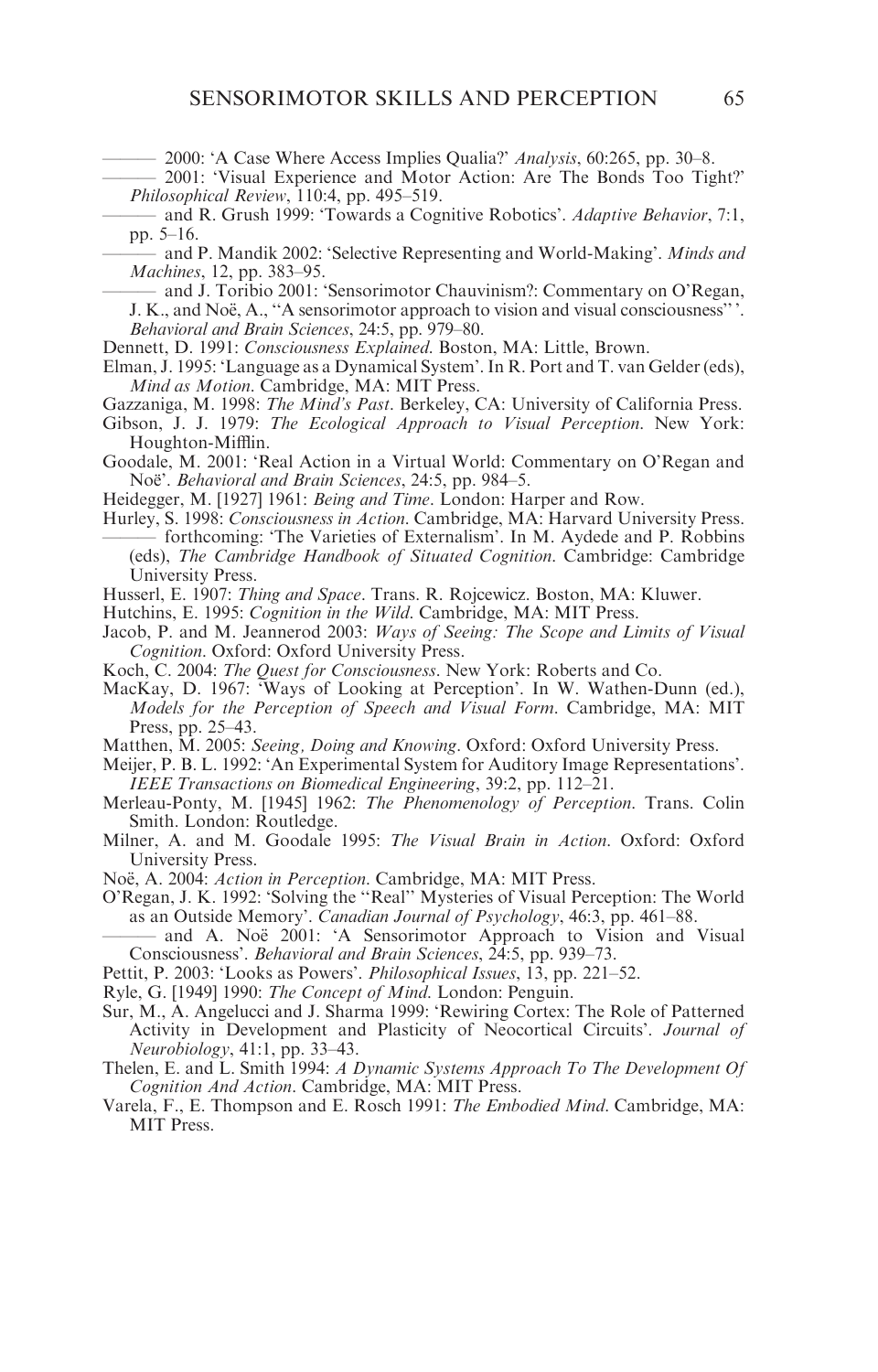——— 2000: 'A Case Where Access Implies Qualia?' *Analysis*, 60:265, pp. 30–8.

——— 2001: 'Visual Experience and Motor Action: Are The Bonds Too Tight?' *Philosophical Review*, 110:4, pp. 495–519.

——— and R. Grush 1999: 'Towards a Cognitive Robotics'. *Adaptive Behavior*, 7:1, pp. 5–16.

——— and P. Mandik 2002: 'Selective Representing and World-Making'. *Minds and Machines*, 12, pp. 383–95.

——— and J. Toribio 2001: 'Sensorimotor Chauvinism?: Commentary on O'Regan, J. K., and Noë, A., "A sensorimotor approach to vision and visual consciousness"'. *Behavioral and Brain Sciences*, 24:5, pp. 979–80.

Dennett, D. 1991: *Consciousness Explained*. Boston, MA: Little, Brown.

Elman, J. 1995: 'Language as a Dynamical System'. In R. Port and T. van Gelder (eds), *Mind as Motion*. Cambridge, MA: MIT Press.

Gazzaniga, M. 1998: *The Mind's Past*. Berkeley, CA: University of California Press.

Gibson, J. J. 1979: *The Ecological Approach to Visual Perception*. New York: Houghton-Mifflin.

Goodale, M. 2001: 'Real Action in a Virtual World: Commentary on O'Regan and Noë'. *Behavioral and Brain Sciences*, 24:5, pp. 984–5.

Heidegger, M. [1927] 1961: *Being and Time*. London: Harper and Row.

Hurley, S. 1998: *Consciousness in Action*. Cambridge, MA: Harvard University Press.

——— forthcoming: 'The Varieties of Externalism'. In M. Aydede and P. Robbins (eds), *The Cambridge Handbook of Situated Cognition*. Cambridge: Cambridge University Press.

Husserl, E. 1907: *Thing and Space*. Trans. R. Rojcewicz. Boston, MA: Kluwer.

Hutchins, E. 1995: *Cognition in the Wild*. Cambridge, MA: MIT Press.

Jacob, P. and M. Jeannerod 2003: *Ways of Seeing: The Scope and Limits of Visual Cognition*. Oxford: Oxford University Press.

Koch, C. 2004: *The Quest for Consciousness*. New York: Roberts and Co.

MacKay, D. 1967: 'Ways of Looking at Perception'. In W. Wathen-Dunn (ed.), *Models for the Perception of Speech and Visual Form*. Cambridge, MA: MIT Press, pp. 25–43.

Matthen, M. 2005: *Seeing, Doing and Knowing*. Oxford: Oxford University Press.

Meijer, P. B. L. 1992: 'An Experimental System for Auditory Image Representations'. *IEEE Transactions on Biomedical Engineering*, 39:2, pp. 112–21.

Merleau-Ponty, M. [1945] 1962: *The Phenomenology of Perception*. Trans. Colin Smith. London: Routledge.

Milner, A. and M. Goodale 1995: *The Visual Brain in Action*. Oxford: Oxford University Press.

Noë, A. 2004: *Action in Perception*. Cambridge, MA: MIT Press.

O'Regan, J. K. 1992: 'Solving the "Real" Mysteries of Visual Perception: The World as an Outside Memory'. *Canadian Journal of Psychology*, 46:3, pp. 461–88.

——— and A. Noë 2001: 'A Sensorimotor Approach to Vision and Visual Consciousness'. *Behavioral and Brain Sciences*, 24:5, pp. 939–73.

Pettit, P. 2003: 'Looks as Powers'. *Philosophical Issues*, 13, pp. 221–52.

Ryle, G. [1949] 1990: *The Concept of Mind*. London: Penguin.

Sur, M., A. Angelucci and J. Sharma 1999: 'Rewiring Cortex: The Role of Patterned Activity in Development and Plasticity of Neocortical Circuits'. *Journal of Neurobiology*, 41:1, pp. 33–43.

Thelen, E. and L. Smith 1994: *A Dynamic Systems Approach To The Development Of Cognition And Action*. Cambridge, MA: MIT Press.

Varela, F., E. Thompson and E. Rosch 1991: *The Embodied Mind*. Cambridge, MA: MIT Press.